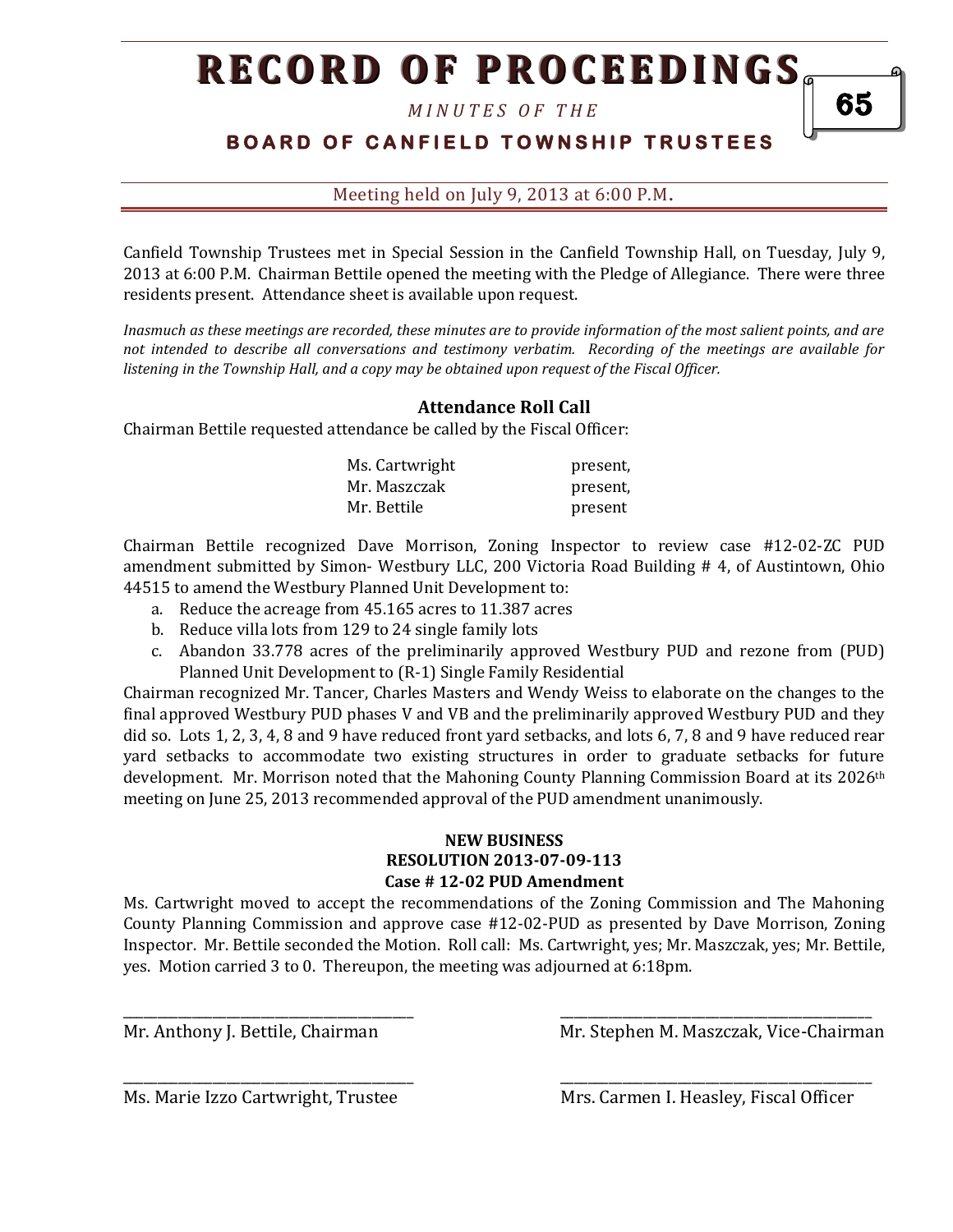# RECORD OF PROCEEDINGS

*MINUTES OF THE*

**BOARD OF CANFIELD TOWNSHIP TRUSTEES**

Meeting held on July 9, 2013 at 6:00 P.M.

Canfield Township Trustees met in Special Session in the Canfield Township Hall, on Tuesday, July 9, 2013 at 6:00 P.M. Chairman Bettile opened the meeting with the Pledge of Allegiance. There were three residents present. Attendance sheet is available upon request.

*Inasmuch as these meetings are recorded, these minutes are to provide information of the most salient points, and are not intended to describe all conversations and testimony verbatim. Recording of the meetings are available for listening in the Township Hall, and a copy may be obtained upon request of the Fiscal Officer.*

### Attendance Roll Call

Chairman Bettile requested attendance be called by the Fiscal Officer:

| | |
|---|---|
| Ms. Cartwright | present, |
| Mr. Maszczak | present, |
| Mr. Bettile | present |

Chairman Bettile recognized Dave Morrison, Zoning Inspector to review case #12-02-ZC PUD amendment submitted by Simon- Westbury LLC, 200 Victoria Road Building # 4, of Austintown, Ohio 44515 to amend the Westbury Planned Unit Development to:

a. Reduce the acreage from 45.165 acres to 11.387 acres
b. Reduce villa lots from 129 to 24 single family lots
c. Abandon 33.778 acres of the preliminarily approved Westbury PUD and rezone from (PUD) Planned Unit Development to (R-1) Single Family Residential

Chairman recognized Mr. Tancer, Charles Masters and Wendy Weiss to elaborate on the changes to the final approved Westbury PUD phases V and VB and the preliminarily approved Westbury PUD and they did so. Lots 1, 2, 3, 4, 8 and 9 have reduced front yard setbacks, and lots 6, 7, 8 and 9 have reduced rear yard setbacks to accommodate two existing structures in order to graduate setbacks for future development. Mr. Morrison noted that the Mahoning County Planning Commission Board at its 2026th meeting on June 25, 2013 recommended approval of the PUD amendment unanimously.

**NEW BUSINESS**
**RESOLUTION 2013-07-09-113**
**Case # 12-02 PUD Amendment**

Ms. Cartwright moved to accept the recommendations of the Zoning Commission and The Mahoning County Planning Commission and approve case #12-02-PUD as presented by Dave Morrison, Zoning Inspector. Mr. Bettile seconded the Motion. Roll call: Ms. Cartwright, yes; Mr. Maszczak, yes; Mr. Bettile, yes. Motion carried 3 to 0. Thereupon, the meeting was adjourned at 6:18pm.

_______________________________________ Mr. Anthony J. Bettile, Chairman

_______________________________________ Mr. Stephen M. Maszczak, Vice-Chairman

_______________________________________ Ms. Marie Izzo Cartwright, Trustee

_______________________________________ Mrs. Carmen I. Heasley, Fiscal Officer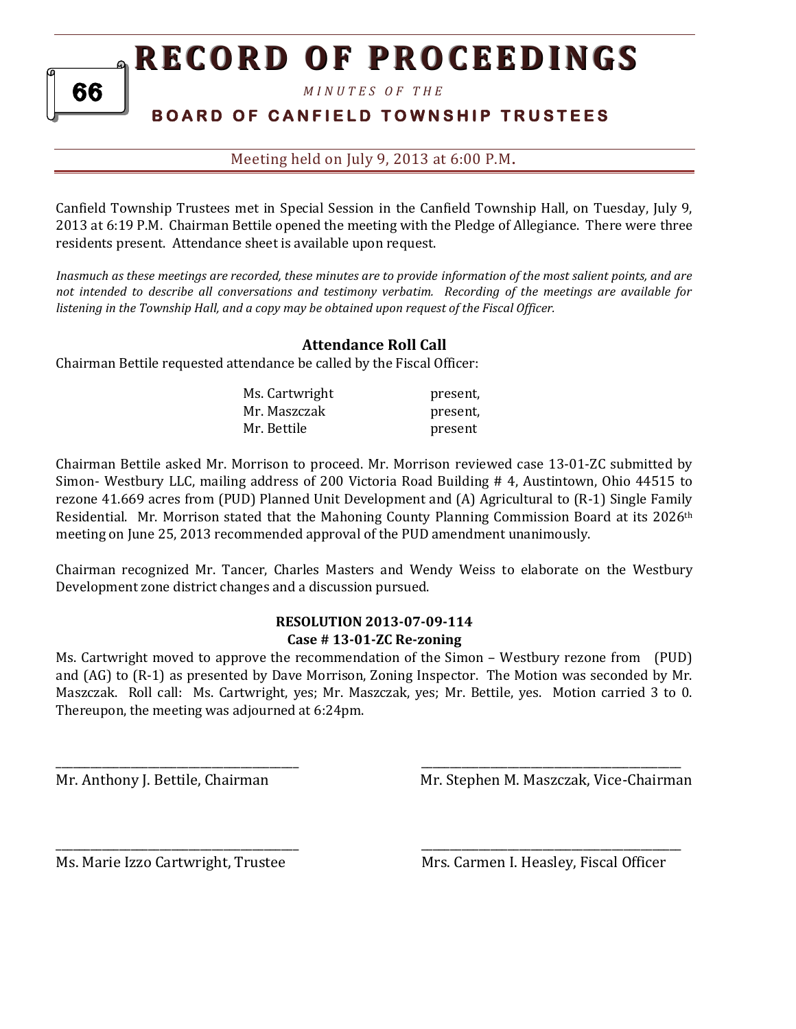# RECORD OF PROCEEDINGS

*MINUTES OF THE*

## BOARD OF CANFIELD TOWNSHIP TRUSTEES

Meeting held on July 9, 2013 at 6:00 P.M.

Canfield Township Trustees met in Special Session in the Canfield Township Hall, on Tuesday, July 9, 2013 at 6:19 P.M. Chairman Bettile opened the meeting with the Pledge of Allegiance. There were three residents present. Attendance sheet is available upon request.

*Inasmuch as these meetings are recorded, these minutes are to provide information of the most salient points, and are not intended to describe all conversations and testimony verbatim. Recording of the meetings are available for listening in the Township Hall, and a copy may be obtained upon request of the Fiscal Officer.*

### Attendance Roll Call

Chairman Bettile requested attendance be called by the Fiscal Officer:

| | |
|---|---|
| Ms. Cartwright | present, |
| Mr. Maszczak | present, |
| Mr. Bettile | present |

Chairman Bettile asked Mr. Morrison to proceed. Mr. Morrison reviewed case 13-01-ZC submitted by Simon- Westbury LLC, mailing address of 200 Victoria Road Building # 4, Austintown, Ohio 44515 to rezone 41.669 acres from (PUD) Planned Unit Development and (A) Agricultural to (R-1) Single Family Residential. Mr. Morrison stated that the Mahoning County Planning Commission Board at its 2026th meeting on June 25, 2013 recommended approval of the PUD amendment unanimously.

Chairman recognized Mr. Tancer, Charles Masters and Wendy Weiss to elaborate on the Westbury Development zone district changes and a discussion pursued.

**RESOLUTION 2013-07-09-114**
**Case # 13-01-ZC Re-zoning**

Ms. Cartwright moved to approve the recommendation of the Simon – Westbury rezone from (PUD) and (AG) to (R-1) as presented by Dave Morrison, Zoning Inspector. The Motion was seconded by Mr. Maszczak. Roll call: Ms. Cartwright, yes; Mr. Maszczak, yes; Mr. Bettile, yes. Motion carried 3 to 0. Thereupon, the meeting was adjourned at 6:24pm.

\_\_\_\_\_\_\_\_\_\_\_\_\_\_\_\_\_\_\_\_\_\_\_\_\_\_\_\_\_\_\_\_\_\_\_\_\_\_\_\_
Mr. Anthony J. Bettile, Chairman

\_\_\_\_\_\_\_\_\_\_\_\_\_\_\_\_\_\_\_\_\_\_\_\_\_\_\_\_\_\_\_\_\_\_\_\_\_\_\_\_
Mr. Stephen M. Maszczak, Vice-Chairman

\_\_\_\_\_\_\_\_\_\_\_\_\_\_\_\_\_\_\_\_\_\_\_\_\_\_\_\_\_\_\_\_\_\_\_\_\_\_\_\_
Ms. Marie Izzo Cartwright, Trustee

\_\_\_\_\_\_\_\_\_\_\_\_\_\_\_\_\_\_\_\_\_\_\_\_\_\_\_\_\_\_\_\_\_\_\_\_\_\_\_\_
Mrs. Carmen I. Heasley, Fiscal Officer